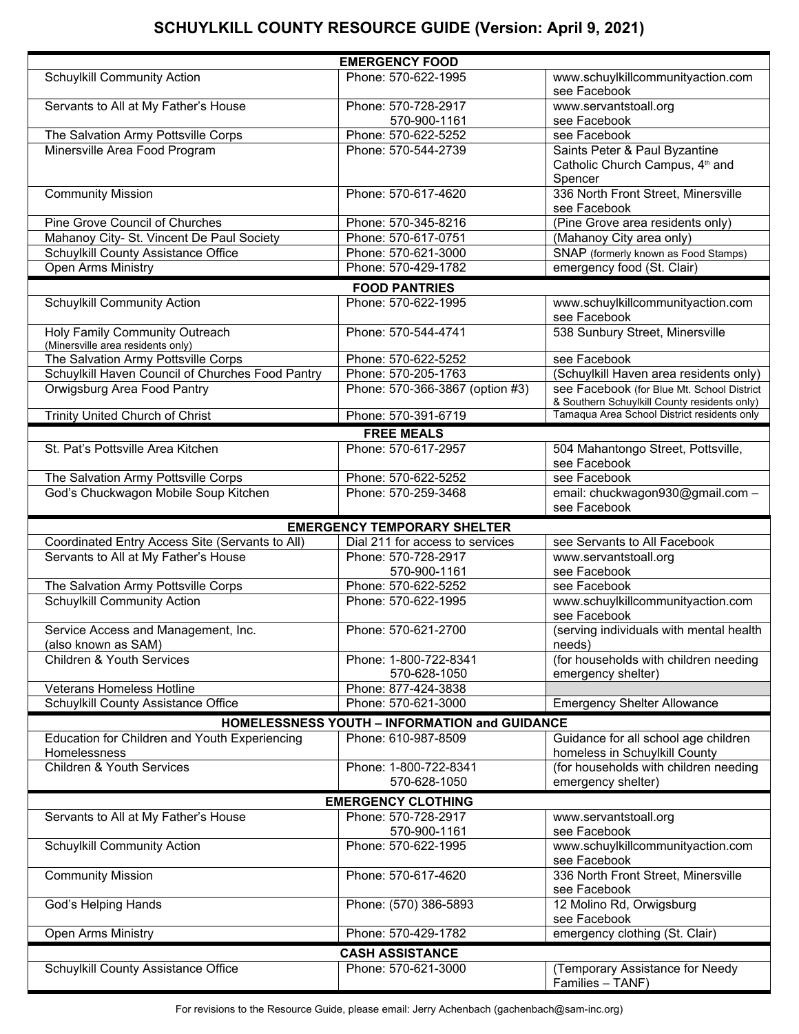# SCHUYLKILL COUNTY RESOURCE GUIDE (Version: April 9, 2021)

| EMERGENCY FOOD | | |
|---|---|---|
| Schuylkill Community Action | Phone: 570-622-1995 | www.schuylkillcommunityaction.com see Facebook |
| Servants to All at My Father's House | Phone: 570-728-2917<br>570-900-1161 | www.servantstoall.org see Facebook |
| The Salvation Army Pottsville Corps | Phone: 570-622-5252 | see Facebook |
| Minersville Area Food Program | Phone: 570-544-2739 | Saints Peter & Paul Byzantine Catholic Church Campus, 4th and Spencer |
| Community Mission | Phone: 570-617-4620 | 336 North Front Street, Minersville see Facebook |
| Pine Grove Council of Churches | Phone: 570-345-8216 | (Pine Grove area residents only) |
| Mahanoy City- St. Vincent De Paul Society | Phone: 570-617-0751 | (Mahanoy City area only) |
| Schuylkill County Assistance Office | Phone: 570-621-3000 | SNAP (formerly known as Food Stamps) |
| Open Arms Ministry | Phone: 570-429-1782 | emergency food (St. Clair) |
| **FOOD PANTRIES** | | |
| Schuylkill Community Action | Phone: 570-622-1995 | www.schuylkillcommunityaction.com see Facebook |
| Holy Family Community Outreach (Minersville area residents only) | Phone: 570-544-4741 | 538 Sunbury Street, Minersville |
| The Salvation Army Pottsville Corps | Phone: 570-622-5252 | see Facebook |
| Schuylkill Haven Council of Churches Food Pantry | Phone: 570-205-1763 | (Schuylkill Haven area residents only) |
| Orwigsburg Area Food Pantry | Phone: 570-366-3867 (option #3) | see Facebook (for Blue Mt. School District & Southern Schuylkill County residents only) |
| Trinity United Church of Christ | Phone: 570-391-6719 | Tamaqua Area School District residents only |
| **FREE MEALS** | | |
| St. Pat's Pottsville Area Kitchen | Phone: 570-617-2957 | 504 Mahantongo Street, Pottsville, see Facebook |
| The Salvation Army Pottsville Corps | Phone: 570-622-5252 | see Facebook |
| God's Chuckwagon Mobile Soup Kitchen | Phone: 570-259-3468 | email: chuckwagon930@gmail.com – see Facebook |
| **EMERGENCY TEMPORARY SHELTER** | | |
| Coordinated Entry Access Site (Servants to All) | Dial 211 for access to services | see Servants to All Facebook |
| Servants to All at My Father's House | Phone: 570-728-2917<br>570-900-1161 | www.servantstoall.org see Facebook |
| The Salvation Army Pottsville Corps | Phone: 570-622-5252 | see Facebook |
| Schuylkill Community Action | Phone: 570-622-1995 | www.schuylkillcommunityaction.com see Facebook |
| Service Access and Management, Inc. (also known as SAM) | Phone: 570-621-2700 | (serving individuals with mental health needs) |
| Children & Youth Services | Phone: 1-800-722-8341<br>570-628-1050 | (for households with children needing emergency shelter) |
| Veterans Homeless Hotline | Phone: 877-424-3838 | |
| Schuylkill County Assistance Office | Phone: 570-621-3000 | Emergency Shelter Allowance |
| **HOMELESSNESS YOUTH – INFORMATION and GUIDANCE** | | |
| Education for Children and Youth Experiencing Homelessness | Phone: 610-987-8509 | Guidance for all school age children homeless in Schuylkill County |
| Children & Youth Services | Phone: 1-800-722-8341<br>570-628-1050 | (for households with children needing emergency shelter) |
| **EMERGENCY CLOTHING** | | |
| Servants to All at My Father's House | Phone: 570-728-2917<br>570-900-1161 | www.servantstoall.org see Facebook |
| Schuylkill Community Action | Phone: 570-622-1995 | www.schuylkillcommunityaction.com see Facebook |
| Community Mission | Phone: 570-617-4620 | 336 North Front Street, Minersville see Facebook |
| God's Helping Hands | Phone: (570) 386-5893 | 12 Molino Rd, Orwigsburg see Facebook |
| Open Arms Ministry | Phone: 570-429-1782 | emergency clothing (St. Clair) |
| **CASH ASSISTANCE** | | |
| Schuylkill County Assistance Office | Phone: 570-621-3000 | (Temporary Assistance for Needy Families – TANF) |

For revisions to the Resource Guide, please email: Jerry Achenbach (gachenbach@sam-inc.org)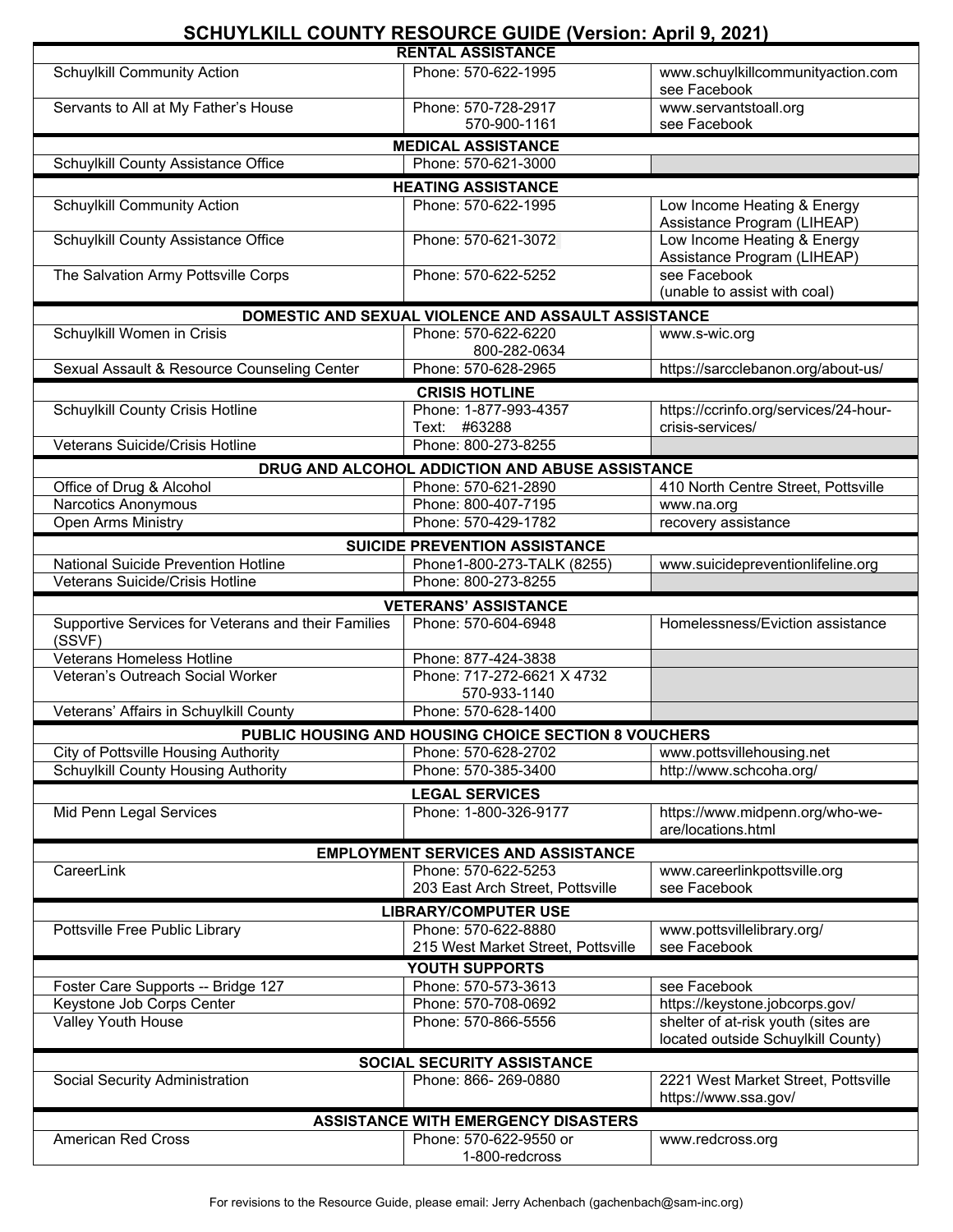# SCHUYLKILL COUNTY RESOURCE GUIDE (Version: April 9, 2021)

| | | |
|---|---|---|
| **RENTAL ASSISTANCE** | | |
| Schuylkill Community Action | Phone: 570-622-1995 | www.schuylkillcommunityaction.com see Facebook |
| Servants to All at My Father's House | Phone: 570-728-2917 570-900-1161 | www.servantstoall.org see Facebook |
| **MEDICAL ASSISTANCE** | | |
| Schuylkill County Assistance Office | Phone: 570-621-3000 | |
| **HEATING ASSISTANCE** | | |
| Schuylkill Community Action | Phone: 570-622-1995 | Low Income Heating & Energy Assistance Program (LIHEAP) |
| Schuylkill County Assistance Office | Phone: 570-621-3072 | Low Income Heating & Energy Assistance Program (LIHEAP) |
| The Salvation Army Pottsville Corps | Phone: 570-622-5252 | see Facebook (unable to assist with coal) |
| **DOMESTIC AND SEXUAL VIOLENCE AND ASSAULT ASSISTANCE** | | |
| Schuylkill Women in Crisis | Phone: 570-622-6220 800-282-0634 | www.s-wic.org |
| Sexual Assault & Resource Counseling Center | Phone: 570-628-2965 | https://sarclebanon.org/about-us/ |
| **CRISIS HOTLINE** | | |
| Schuylkill County Crisis Hotline | Phone: 1-877-993-4357 Text: #63288 | https://ccrinfo.org/services/24-hour-crisis-services/ |
| Veterans Suicide/Crisis Hotline | Phone: 800-273-8255 | |
| **DRUG AND ALCOHOL ADDICTION AND ABUSE ASSISTANCE** | | |
| Office of Drug & Alcohol | Phone: 570-621-2890 | 410 North Centre Street, Pottsville |
| Narcotics Anonymous | Phone: 800-407-7195 | www.na.org |
| Open Arms Ministry | Phone: 570-429-1782 | recovery assistance |
| **SUICIDE PREVENTION ASSISTANCE** | | |
| National Suicide Prevention Hotline | Phone1-800-273-TALK (8255) | www.suicidepreventionlifeline.org |
| Veterans Suicide/Crisis Hotline | Phone: 800-273-8255 | |
| **VETERANS' ASSISTANCE** | | |
| Supportive Services for Veterans and their Families (SSVF) | Phone: 570-604-6948 | Homelessness/Eviction assistance |
| Veterans Homeless Hotline | Phone: 877-424-3838 | |
| Veteran's Outreach Social Worker | Phone: 717-272-6621 X 4732 570-933-1140 | |
| Veterans' Affairs in Schuylkill County | Phone: 570-628-1400 | |
| **PUBLIC HOUSING AND HOUSING CHOICE SECTION 8 VOUCHERS** | | |
| City of Pottsville Housing Authority | Phone: 570-628-2702 | www.pottsvillehousing.net |
| Schuylkill County Housing Authority | Phone: 570-385-3400 | http://www.schcoha.org/ |
| **LEGAL SERVICES** | | |
| Mid Penn Legal Services | Phone: 1-800-326-9177 | https://www.midpenn.org/who-we-are/locations.html |
| **EMPLOYMENT SERVICES AND ASSISTANCE** | | |
| CareerLink | Phone: 570-622-5253 203 East Arch Street, Pottsville | www.careerlinkpottsville.org see Facebook |
| **LIBRARY/COMPUTER USE** | | |
| Pottsville Free Public Library | Phone: 570-622-8880 215 West Market Street, Pottsville | www.pottsvillelibrary.org/ see Facebook |
| **YOUTH SUPPORTS** | | |
| Foster Care Supports -- Bridge 127 | Phone: 570-573-3613 | see Facebook |
| Keystone Job Corps Center | Phone: 570-708-0692 | https://keystone.jobcorps.gov/ |
| Valley Youth House | Phone: 570-866-5556 | shelter of at-risk youth (sites are located outside Schuylkill County) |
| **SOCIAL SECURITY ASSISTANCE** | | |
| Social Security Administration | Phone: 866- 269-0880 | 2221 West Market Street, Pottsville https://www.ssa.gov/ |
| **ASSISTANCE WITH EMERGENCY DISASTERS** | | |
| American Red Cross | Phone: 570-622-9550 or 1-800-redcross | www.redcross.org |

For revisions to the Resource Guide, please email: Jerry Achenbach (gachenbach@sam-inc.org)